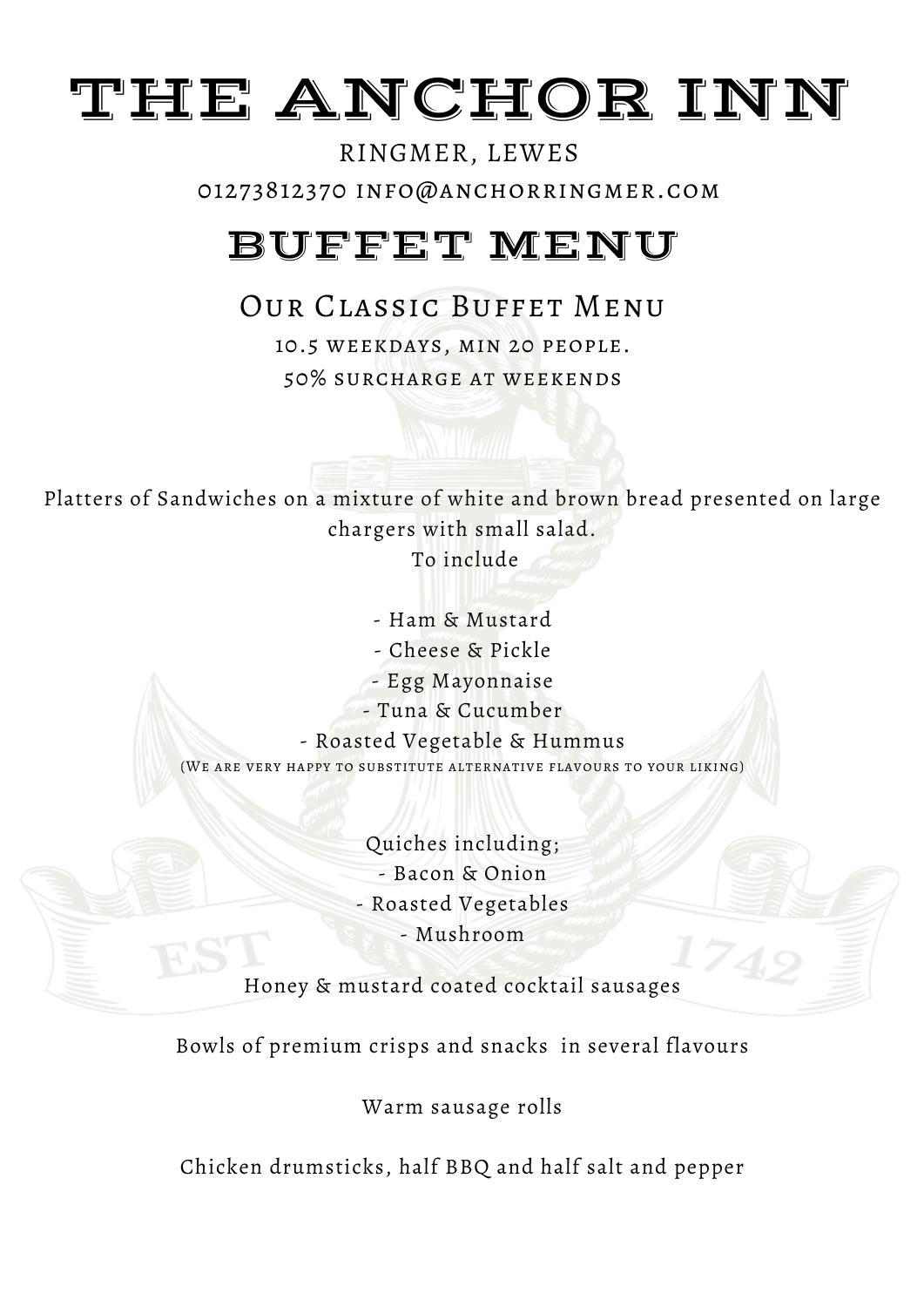# THE ANCHOR INN

RINGMER, LEWES

01273812370 INFO@ANCHORRINGMER.COM

## BUFFET MENU

### Our Classic Buffet Menu

10.5 weekdays, min 20 people.

50% surcharge at weekends

Platters of Sandwiches on a mixture of white and brown bread presented on large chargers with small salad.

To include

- Ham & Mustard
- Cheese & Pickle
- Egg Mayonnaise
- Tuna & Cucumber
- Roasted Vegetable & Hummus

(We are very happy to substitute alternative flavours to your liking)

Quiches including;

- Bacon & Onion
- Roasted Vegetables
- Mushroom

Honey & mustard coated cocktail sausages

Bowls of premium crisps and snacks in several flavours

Warm sausage rolls

Chicken drumsticks, half BBQ and half salt and pepper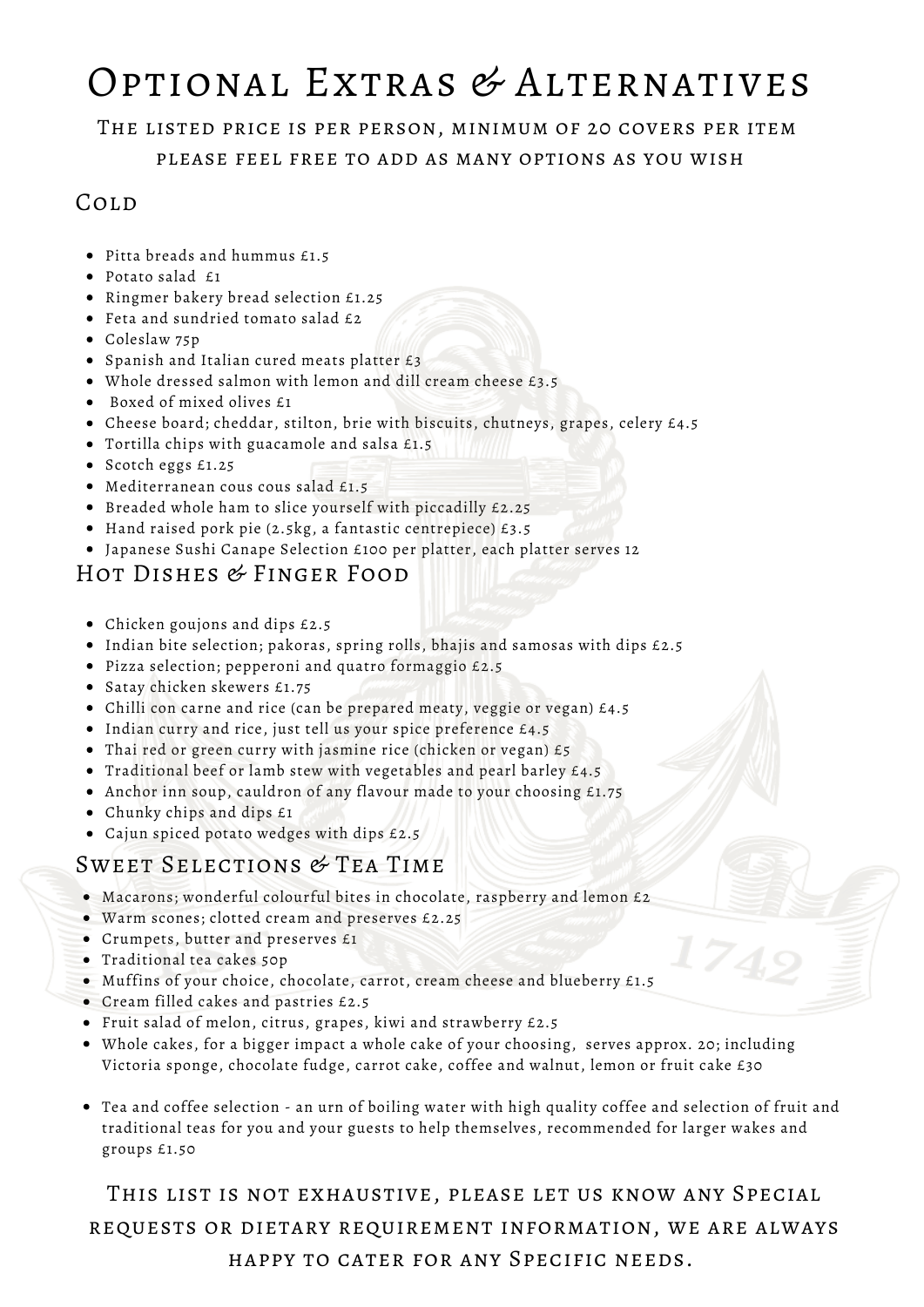# Optional Extras & Alternatives

The listed price is per person, minimum of 20 covers per item
please feel free to add as many options as you wish

## Cold

- Pitta breads and hummus £1.5
- Potato salad £1
- Ringmer bakery bread selection £1.25
- Feta and sundried tomato salad £2
- Coleslaw 75p
- Spanish and Italian cured meats platter £3
- Whole dressed salmon with lemon and dill cream cheese £3.5
- Boxed of mixed olives £1
- Cheese board; cheddar, stilton, brie with biscuits, chutneys, grapes, celery £4.5
- Tortilla chips with guacamole and salsa £1.5
- Scotch eggs £1.25
- Mediterranean cous cous salad £1.5
- Breaded whole ham to slice yourself with piccadilly £2.25
- Hand raised pork pie (2.5kg, a fantastic centrepiece) £3.5
- Japanese Sushi Canape Selection £100 per platter, each platter serves 12

## Hot Dishes & Finger Food

- Chicken goujons and dips £2.5
- Indian bite selection; pakoras, spring rolls, bhajis and samosas with dips £2.5
- Pizza selection; pepperoni and quatro formaggio £2.5
- Satay chicken skewers £1.75
- Chilli con carne and rice (can be prepared meaty, veggie or vegan) £4.5
- Indian curry and rice, just tell us your spice preference £4.5
- Thai red or green curry with jasmine rice (chicken or vegan) £5
- Traditional beef or lamb stew with vegetables and pearl barley £4.5
- Anchor inn soup, cauldron of any flavour made to your choosing £1.75
- Chunky chips and dips £1
- Cajun spiced potato wedges with dips £2.5

## Sweet Selections & Tea Time

- Macarons; wonderful colourful bites in chocolate, raspberry and lemon £2
- Warm scones; clotted cream and preserves £2.25
- Crumpets, butter and preserves £1
- Traditional tea cakes 50p
- Muffins of your choice, chocolate, carrot, cream cheese and blueberry £1.5
- Cream filled cakes and pastries £2.5
- Fruit salad of melon, citrus, grapes, kiwi and strawberry £2.5
- Whole cakes, for a bigger impact a whole cake of your choosing, serves approx. 20; including Victoria sponge, chocolate fudge, carrot cake, coffee and walnut, lemon or fruit cake £30

- Tea and coffee selection - an urn of boiling water with high quality coffee and selection of fruit and traditional teas for you and your guests to help themselves, recommended for larger wakes and groups £1.50

This list is not exhaustive, please let us know any Special requests or dietary requirement information, we are always happy to cater for any Specific needs.